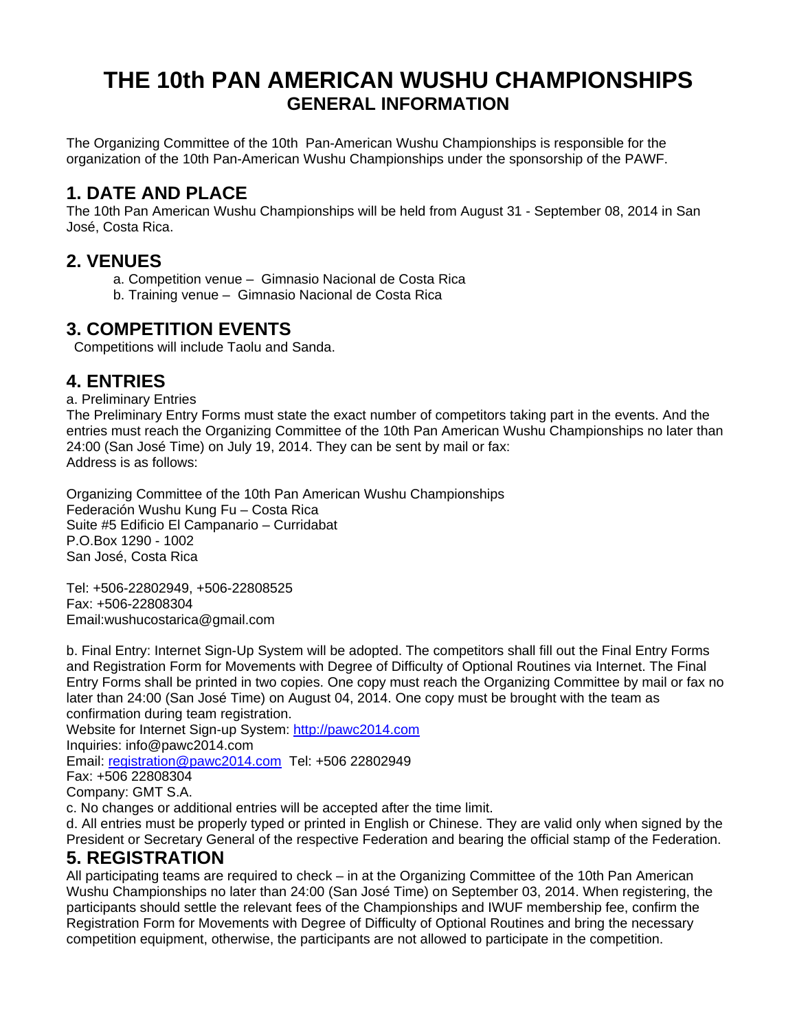# THE 10th PAN AMERICAN WUSHU CHAMPIONSHIPS

## GENERAL INFORMATION

The Organizing Committee of the 10th Pan-American Wushu Championships is responsible for the organization of the 10th Pan-American Wushu Championships under the sponsorship of the PAWF.

## 1. DATE AND PLACE

The 10th Pan American Wushu Championships will be held from August 31 - September 08, 2014 in San José, Costa Rica.

## 2. VENUES

a. Competition venue – Gimnasio Nacional de Costa Rica
b. Training venue – Gimnasio Nacional de Costa Rica

## 3. COMPETITION EVENTS

Competitions will include Taolu and Sanda.

## 4. ENTRIES

a. Preliminary Entries

The Preliminary Entry Forms must state the exact number of competitors taking part in the events. And the entries must reach the Organizing Committee of the 10th Pan American Wushu Championships no later than 24:00 (San José Time) on July 19, 2014. They can be sent by mail or fax:
Address is as follows:

Organizing Committee of the 10th Pan American Wushu Championships
Federación Wushu Kung Fu – Costa Rica
Suite #5 Edificio El Campanario – Curridabat
P.O.Box 1290 - 1002
San José, Costa Rica

Tel: +506-22802949, +506-22808525
Fax: +506-22808304
Email:wushucostarica@gmail.com

b. Final Entry: Internet Sign-Up System will be adopted. The competitors shall fill out the Final Entry Forms and Registration Form for Movements with Degree of Difficulty of Optional Routines via Internet. The Final Entry Forms shall be printed in two copies. One copy must reach the Organizing Committee by mail or fax no later than 24:00 (San José Time) on August 04, 2014. One copy must be brought with the team as confirmation during team registration.
Website for Internet Sign-up System: http://pawc2014.com
Inquiries: info@pawc2014.com
Email: registration@pawc2014.com Tel: +506 22802949
Fax: +506 22808304
Company: GMT S.A.

c. No changes or additional entries will be accepted after the time limit.

d. All entries must be properly typed or printed in English or Chinese. They are valid only when signed by the President or Secretary General of the respective Federation and bearing the official stamp of the Federation.

## 5. REGISTRATION

All participating teams are required to check – in at the Organizing Committee of the 10th Pan American Wushu Championships no later than 24:00 (San José Time) on September 03, 2014. When registering, the participants should settle the relevant fees of the Championships and IWUF membership fee, confirm the Registration Form for Movements with Degree of Difficulty of Optional Routines and bring the necessary competition equipment, otherwise, the participants are not allowed to participate in the competition.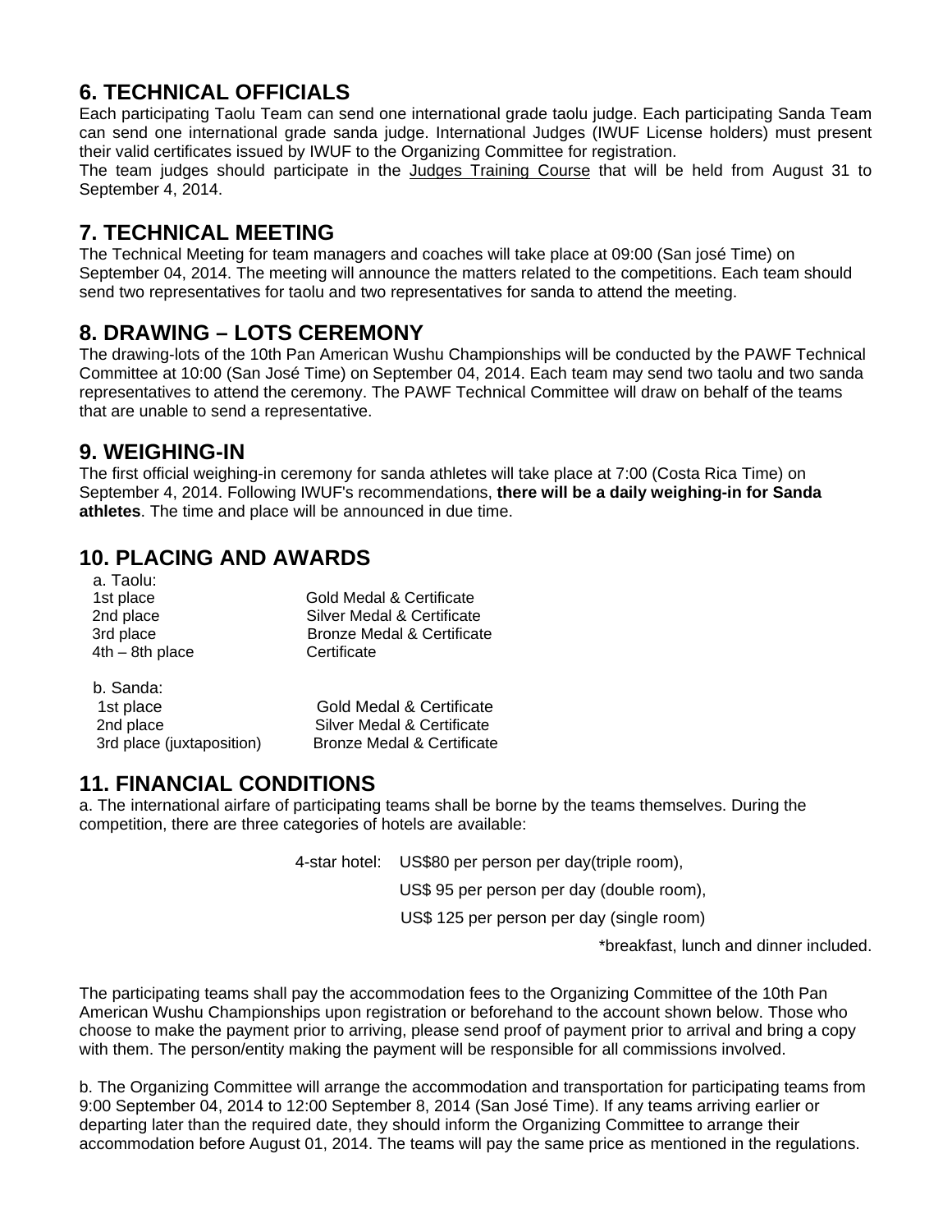## 6. TECHNICAL OFFICIALS

Each participating Taolu Team can send one international grade taolu judge. Each participating Sanda Team can send one international grade sanda judge. International Judges (IWUF License holders) must present their valid certificates issued by IWUF to the Organizing Committee for registration.

The team judges should participate in the Judges Training Course that will be held from August 31 to September 4, 2014.

## 7. TECHNICAL MEETING

The Technical Meeting for team managers and coaches will take place at 09:00 (San josé Time) on September 04, 2014. The meeting will announce the matters related to the competitions. Each team should send two representatives for taolu and two representatives for sanda to attend the meeting.

## 8. DRAWING – LOTS CEREMONY

The drawing-lots of the 10th Pan American Wushu Championships will be conducted by the PAWF Technical Committee at 10:00 (San José Time) on September 04, 2014. Each team may send two taolu and two sanda representatives to attend the ceremony. The PAWF Technical Committee will draw on behalf of the teams that are unable to send a representative.

## 9. WEIGHING-IN

The first official weighing-in ceremony for sanda athletes will take place at 7:00 (Costa Rica Time) on September 4, 2014. Following IWUF's recommendations, **there will be a daily weighing-in for Sanda athletes**. The time and place will be announced in due time.

## 10. PLACING AND AWARDS

a. Taolu:

| | |
|---|---|
| 1st place | Gold Medal & Certificate |
| 2nd place | Silver Medal & Certificate |
| 3rd place | Bronze Medal & Certificate |
| 4th – 8th place | Certificate |

b. Sanda:

| | |
|---|---|
| 1st place | Gold Medal & Certificate |
| 2nd place | Silver Medal & Certificate |
| 3rd place (juxtaposition) | Bronze Medal & Certificate |

## 11. FINANCIAL CONDITIONS

a. The international airfare of participating teams shall be borne by the teams themselves. During the competition, there are three categories of hotels are available:

4-star hotel: US$80 per person per day(triple room),
US$ 95 per person per day (double room),
US$ 125 per person per day (single room)

*breakfast, lunch and dinner included.

The participating teams shall pay the accommodation fees to the Organizing Committee of the 10th Pan American Wushu Championships upon registration or beforehand to the account shown below. Those who choose to make the payment prior to arriving, please send proof of payment prior to arrival and bring a copy with them. The person/entity making the payment will be responsible for all commissions involved.

b. The Organizing Committee will arrange the accommodation and transportation for participating teams from 9:00 September 04, 2014 to 12:00 September 8, 2014 (San José Time). If any teams arriving earlier or departing later than the required date, they should inform the Organizing Committee to arrange their accommodation before August 01, 2014. The teams will pay the same price as mentioned in the regulations.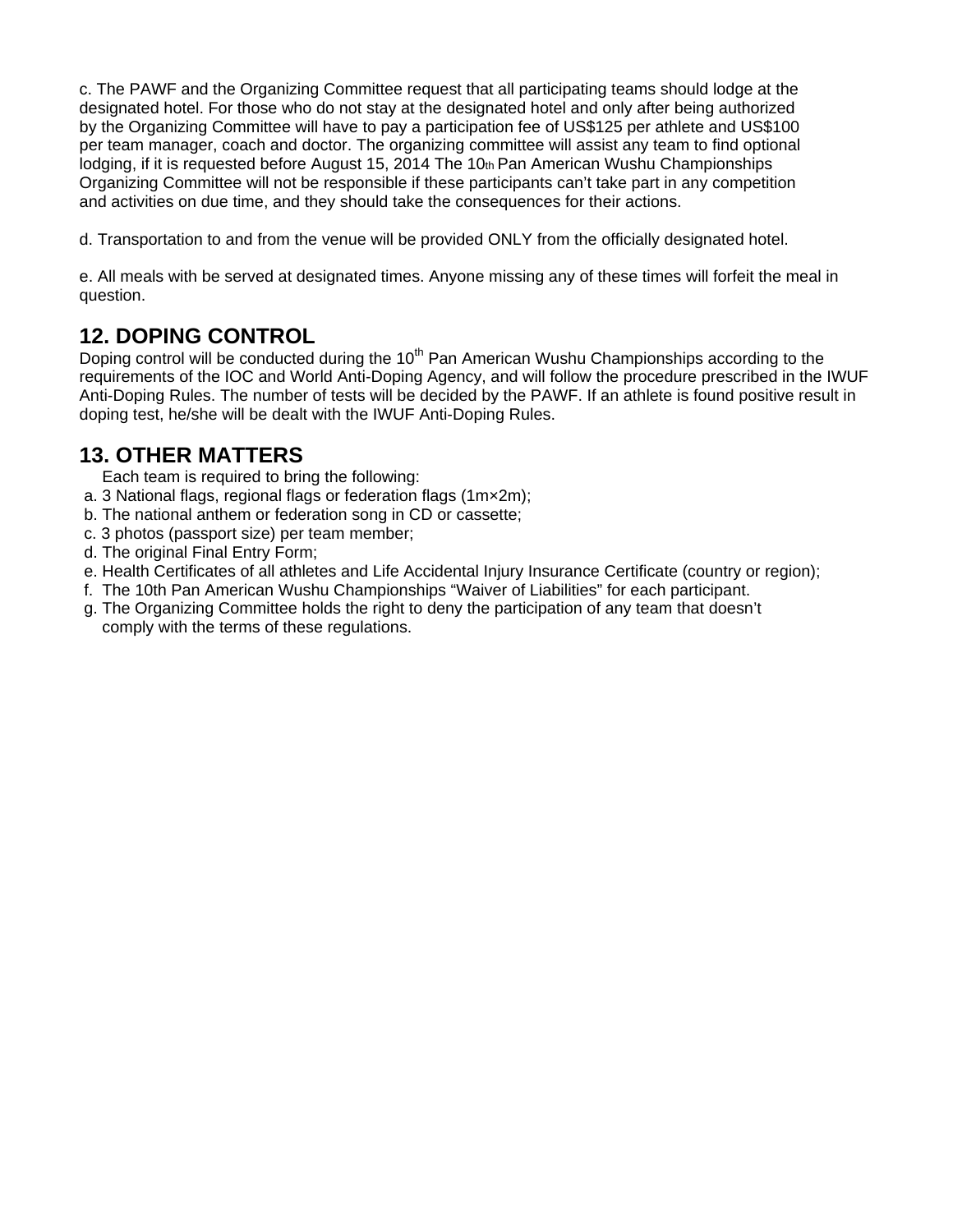c. The PAWF and the Organizing Committee request that all participating teams should lodge at the designated hotel. For those who do not stay at the designated hotel and only after being authorized by the Organizing Committee will have to pay a participation fee of US$125 per athlete and US$100 per team manager, coach and doctor. The organizing committee will assist any team to find optional lodging, if it is requested before August 15, 2014 The 10th Pan American Wushu Championships Organizing Committee will not be responsible if these participants can't take part in any competition and activities on due time, and they should take the consequences for their actions.

d. Transportation to and from the venue will be provided ONLY from the officially designated hotel.

e. All meals with be served at designated times. Anyone missing any of these times will forfeit the meal in question.

## 12. DOPING CONTROL

Doping control will be conducted during the 10th Pan American Wushu Championships according to the requirements of the IOC and World Anti-Doping Agency, and will follow the procedure prescribed in the IWUF Anti-Doping Rules. The number of tests will be decided by the PAWF. If an athlete is found positive result in doping test, he/she will be dealt with the IWUF Anti-Doping Rules.

## 13. OTHER MATTERS

Each team is required to bring the following:

a. 3 National flags, regional flags or federation flags (1m×2m);
b. The national anthem or federation song in CD or cassette;
c. 3 photos (passport size) per team member;
d. The original Final Entry Form;
e. Health Certificates of all athletes and Life Accidental Injury Insurance Certificate (country or region);
f. The 10th Pan American Wushu Championships "Waiver of Liabilities" for each participant.
g. The Organizing Committee holds the right to deny the participation of any team that doesn't comply with the terms of these regulations.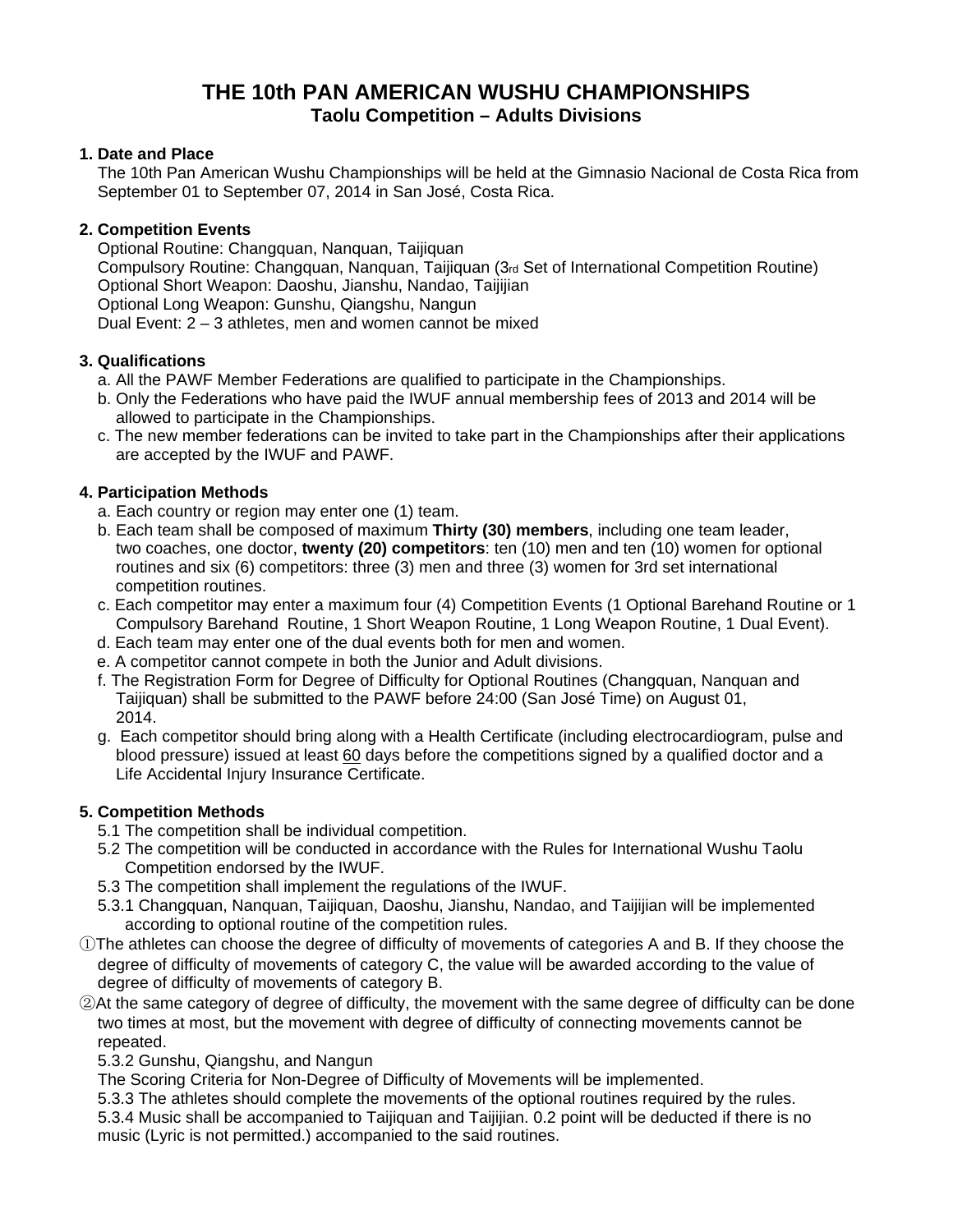# THE 10th PAN AMERICAN WUSHU CHAMPIONSHIPS
## Taolu Competition – Adults Divisions

**1. Date and Place**

The 10th Pan American Wushu Championships will be held at the Gimnasio Nacional de Costa Rica from September 01 to September 07, 2014 in San José, Costa Rica.

**2. Competition Events**

Optional Routine: Changquan, Nanquan, Taijiquan
Compulsory Routine: Changquan, Nanquan, Taijiquan (3rd Set of International Competition Routine)
Optional Short Weapon: Daoshu, Jianshu, Nandao, Taijijian
Optional Long Weapon: Gunshu, Qiangshu, Nangun
Dual Event: 2 – 3 athletes, men and women cannot be mixed

**3. Qualifications**

a. All the PAWF Member Federations are qualified to participate in the Championships.
b. Only the Federations who have paid the IWUF annual membership fees of 2013 and 2014 will be allowed to participate in the Championships.
c. The new member federations can be invited to take part in the Championships after their applications are accepted by the IWUF and PAWF.

**4. Participation Methods**

a. Each country or region may enter one (1) team.
b. Each team shall be composed of maximum **Thirty (30) members**, including one team leader, two coaches, one doctor, **twenty (20) competitors**: ten (10) men and ten (10) women for optional routines and six (6) competitors: three (3) men and three (3) women for 3rd set international competition routines.
c. Each competitor may enter a maximum four (4) Competition Events (1 Optional Barehand Routine or 1 Compulsory Barehand Routine, 1 Short Weapon Routine, 1 Long Weapon Routine, 1 Dual Event).
d. Each team may enter one of the dual events both for men and women.
e. A competitor cannot compete in both the Junior and Adult divisions.
f. The Registration Form for Degree of Difficulty for Optional Routines (Changquan, Nanquan and Taijiquan) shall be submitted to the PAWF before 24:00 (San José Time) on August 01, 2014.
g. Each competitor should bring along with a Health Certificate (including electrocardiogram, pulse and blood pressure) issued at least 60 days before the competitions signed by a qualified doctor and a Life Accidental Injury Insurance Certificate.

**5. Competition Methods**

5.1 The competition shall be individual competition.
5.2 The competition will be conducted in accordance with the Rules for International Wushu Taolu Competition endorsed by the IWUF.
5.3 The competition shall implement the regulations of the IWUF.
5.3.1 Changquan, Nanquan, Taijiquan, Daoshu, Jianshu, Nandao, and Taijijian will be implemented according to optional routine of the competition rules.

①The athletes can choose the degree of difficulty of movements of categories A and B. If they choose the degree of difficulty of movements of category C, the value will be awarded according to the value of degree of difficulty of movements of category B.

②At the same category of degree of difficulty, the movement with the same degree of difficulty can be done two times at most, but the movement with degree of difficulty of connecting movements cannot be repeated.

5.3.2 Gunshu, Qiangshu, and Nangun
The Scoring Criteria for Non-Degree of Difficulty of Movements will be implemented.
5.3.3 The athletes should complete the movements of the optional routines required by the rules.
5.3.4 Music shall be accompanied to Taijiquan and Taijijian. 0.2 point will be deducted if there is no music (Lyric is not permitted.) accompanied to the said routines.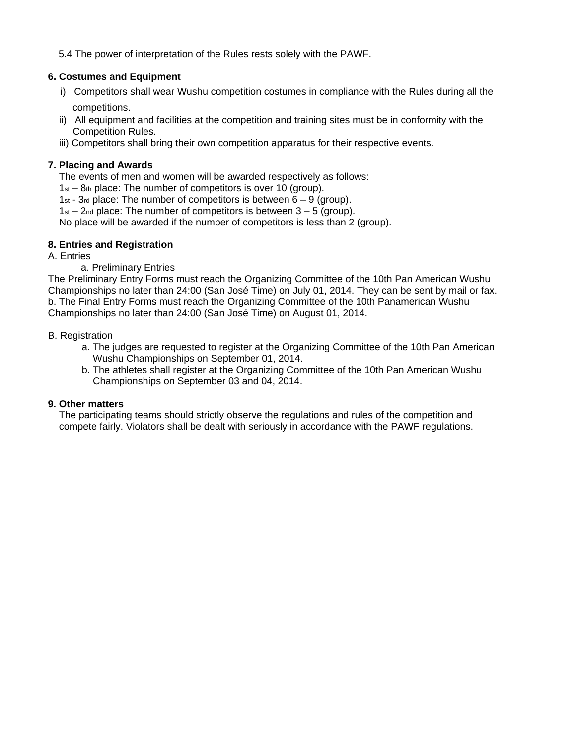5.4 The power of interpretation of the Rules rests solely with the PAWF.

**6. Costumes and Equipment**

i) Competitors shall wear Wushu competition costumes in compliance with the Rules during all the competitions.

ii) All equipment and facilities at the competition and training sites must be in conformity with the Competition Rules.

iii) Competitors shall bring their own competition apparatus for their respective events.

**7. Placing and Awards**

The events of men and women will be awarded respectively as follows:

1st – 8th place: The number of competitors is over 10 (group).

1st - 3rd place: The number of competitors is between 6 – 9 (group).

1st – 2nd place: The number of competitors is between 3 – 5 (group).

No place will be awarded if the number of competitors is less than 2 (group).

**8. Entries and Registration**

A. Entries

a. Preliminary Entries

The Preliminary Entry Forms must reach the Organizing Committee of the 10th Pan American Wushu Championships no later than 24:00 (San José Time) on July 01, 2014. They can be sent by mail or fax.

b. The Final Entry Forms must reach the Organizing Committee of the 10th Panamerican Wushu Championships no later than 24:00 (San José Time) on August 01, 2014.

B. Registration

a. The judges are requested to register at the Organizing Committee of the 10th Pan American Wushu Championships on September 01, 2014.

b. The athletes shall register at the Organizing Committee of the 10th Pan American Wushu Championships on September 03 and 04, 2014.

**9. Other matters**

The participating teams should strictly observe the regulations and rules of the competition and compete fairly. Violators shall be dealt with seriously in accordance with the PAWF regulations.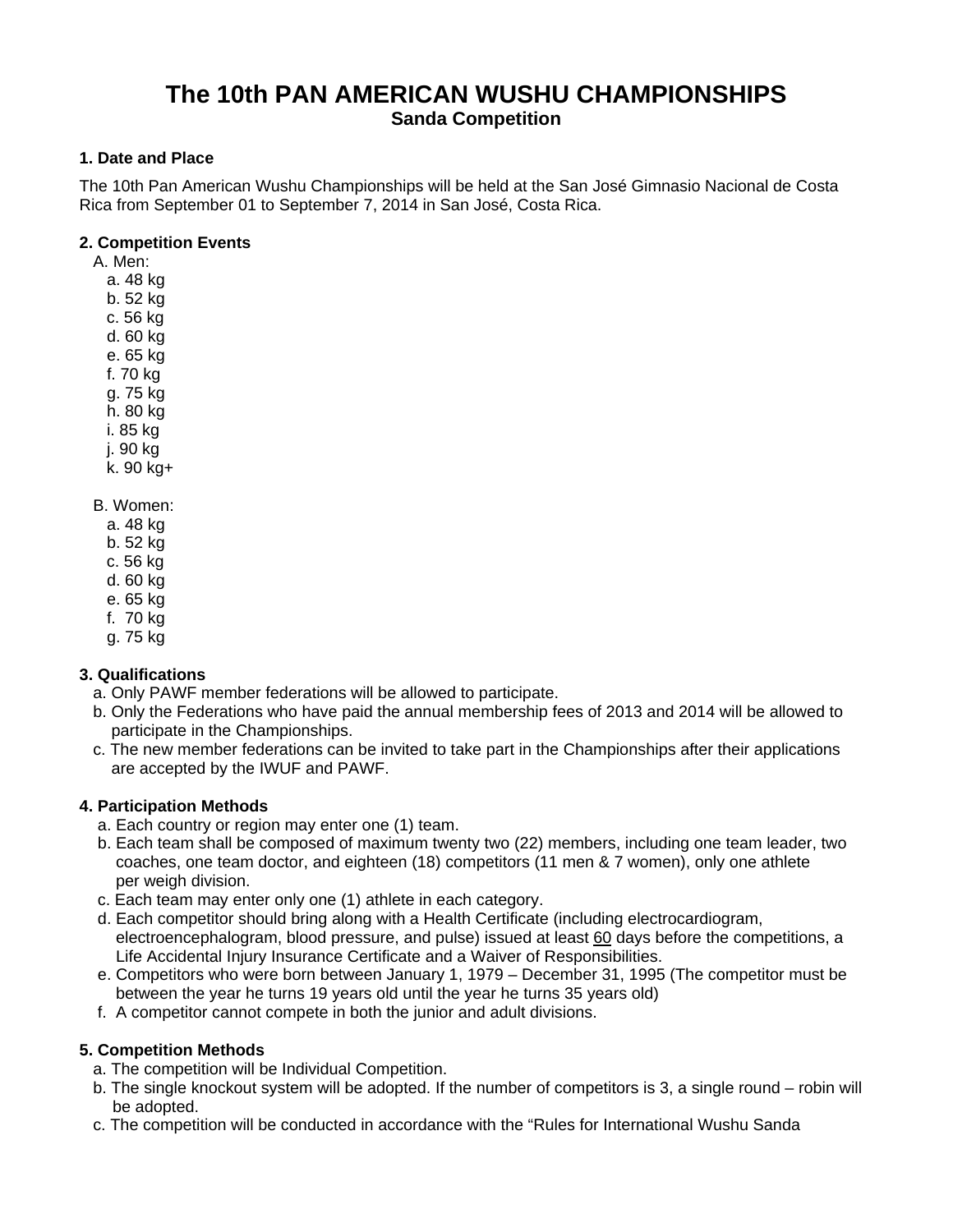# The 10th PAN AMERICAN WUSHU CHAMPIONSHIPS

## Sanda Competition

**1. Date and Place**

The 10th Pan American Wushu Championships will be held at the San José Gimnasio Nacional de Costa Rica from September 01 to September 7, 2014 in San José, Costa Rica.

**2. Competition Events**

A. Men:
- a. 48 kg
- b. 52 kg
- c. 56 kg
- d. 60 kg
- e. 65 kg
- f. 70 kg
- g. 75 kg
- h. 80 kg
- i. 85 kg
- j. 90 kg
- k. 90 kg+

B. Women:
- a. 48 kg
- b. 52 kg
- c. 56 kg
- d. 60 kg
- e. 65 kg
- f. 70 kg
- g. 75 kg

**3. Qualifications**

a. Only PAWF member federations will be allowed to participate.
b. Only the Federations who have paid the annual membership fees of 2013 and 2014 will be allowed to participate in the Championships.
c. The new member federations can be invited to take part in the Championships after their applications are accepted by the IWUF and PAWF.

**4. Participation Methods**

a. Each country or region may enter one (1) team.
b. Each team shall be composed of maximum twenty two (22) members, including one team leader, two coaches, one team doctor, and eighteen (18) competitors (11 men & 7 women), only one athlete per weigh division.
c. Each team may enter only one (1) athlete in each category.
d. Each competitor should bring along with a Health Certificate (including electrocardiogram, electroencephalogram, blood pressure, and pulse) issued at least 60 days before the competitions, a Life Accidental Injury Insurance Certificate and a Waiver of Responsibilities.
e. Competitors who were born between January 1, 1979 – December 31, 1995 (The competitor must be between the year he turns 19 years old until the year he turns 35 years old)
f. A competitor cannot compete in both the junior and adult divisions.

**5. Competition Methods**

a. The competition will be Individual Competition.
b. The single knockout system will be adopted. If the number of competitors is 3, a single round – robin will be adopted.
c. The competition will be conducted in accordance with the "Rules for International Wushu Sanda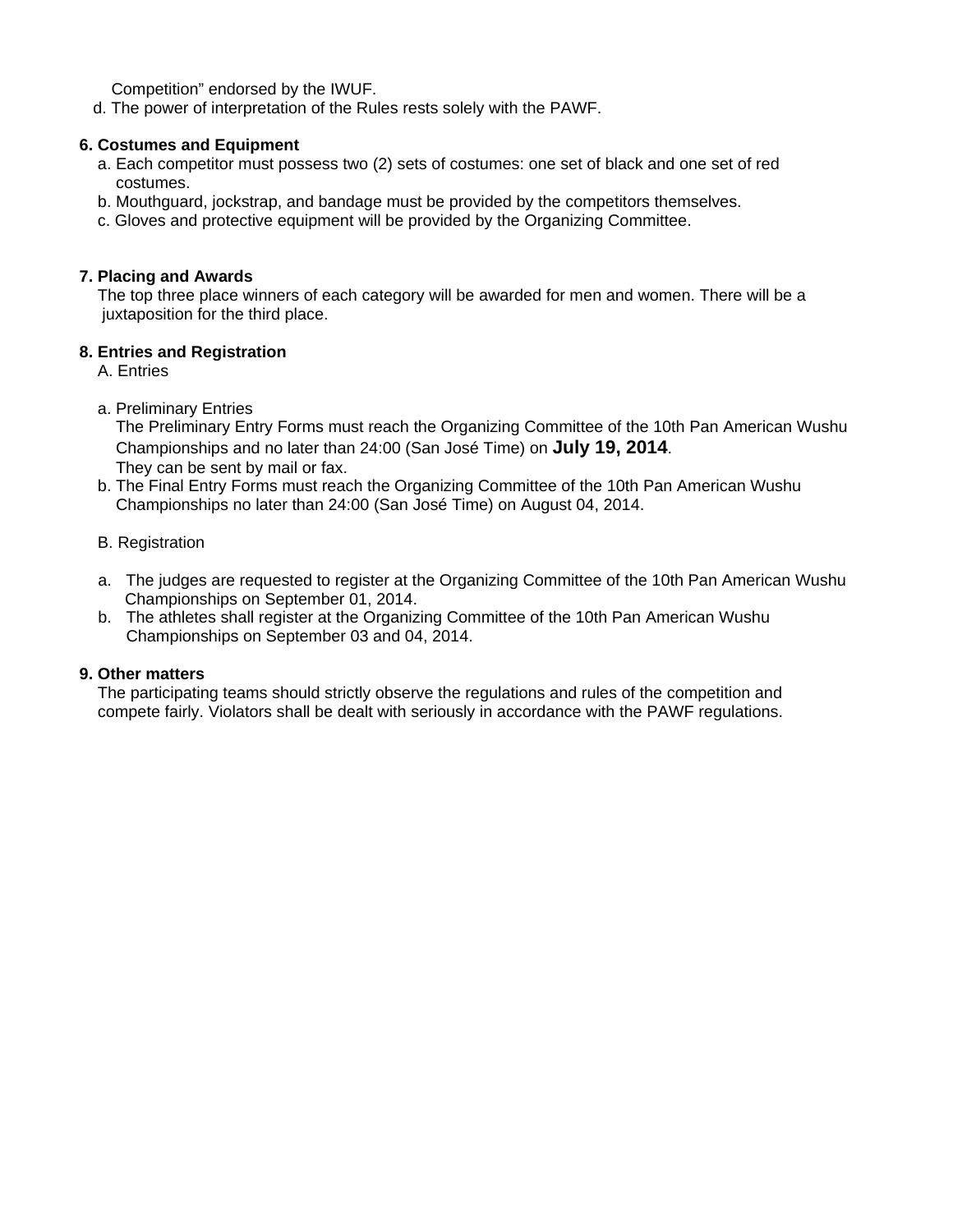Competition" endorsed by the IWUF.

d. The power of interpretation of the Rules rests solely with the PAWF.

**6. Costumes and Equipment**

a. Each competitor must possess two (2) sets of costumes: one set of black and one set of red costumes.

b. Mouthguard, jockstrap, and bandage must be provided by the competitors themselves.

c. Gloves and protective equipment will be provided by the Organizing Committee.

**7. Placing and Awards**

The top three place winners of each category will be awarded for men and women. There will be a juxtaposition for the third place.

**8. Entries and Registration**

A. Entries

a. Preliminary Entries

The Preliminary Entry Forms must reach the Organizing Committee of the 10th Pan American Wushu Championships and no later than 24:00 (San José Time) on **July 19, 2014**.

They can be sent by mail or fax.

b. The Final Entry Forms must reach the Organizing Committee of the 10th Pan American Wushu Championships no later than 24:00 (San José Time) on August 04, 2014.

B. Registration

a. The judges are requested to register at the Organizing Committee of the 10th Pan American Wushu Championships on September 01, 2014.

b. The athletes shall register at the Organizing Committee of the 10th Pan American Wushu Championships on September 03 and 04, 2014.

**9. Other matters**

The participating teams should strictly observe the regulations and rules of the competition and compete fairly. Violators shall be dealt with seriously in accordance with the PAWF regulations.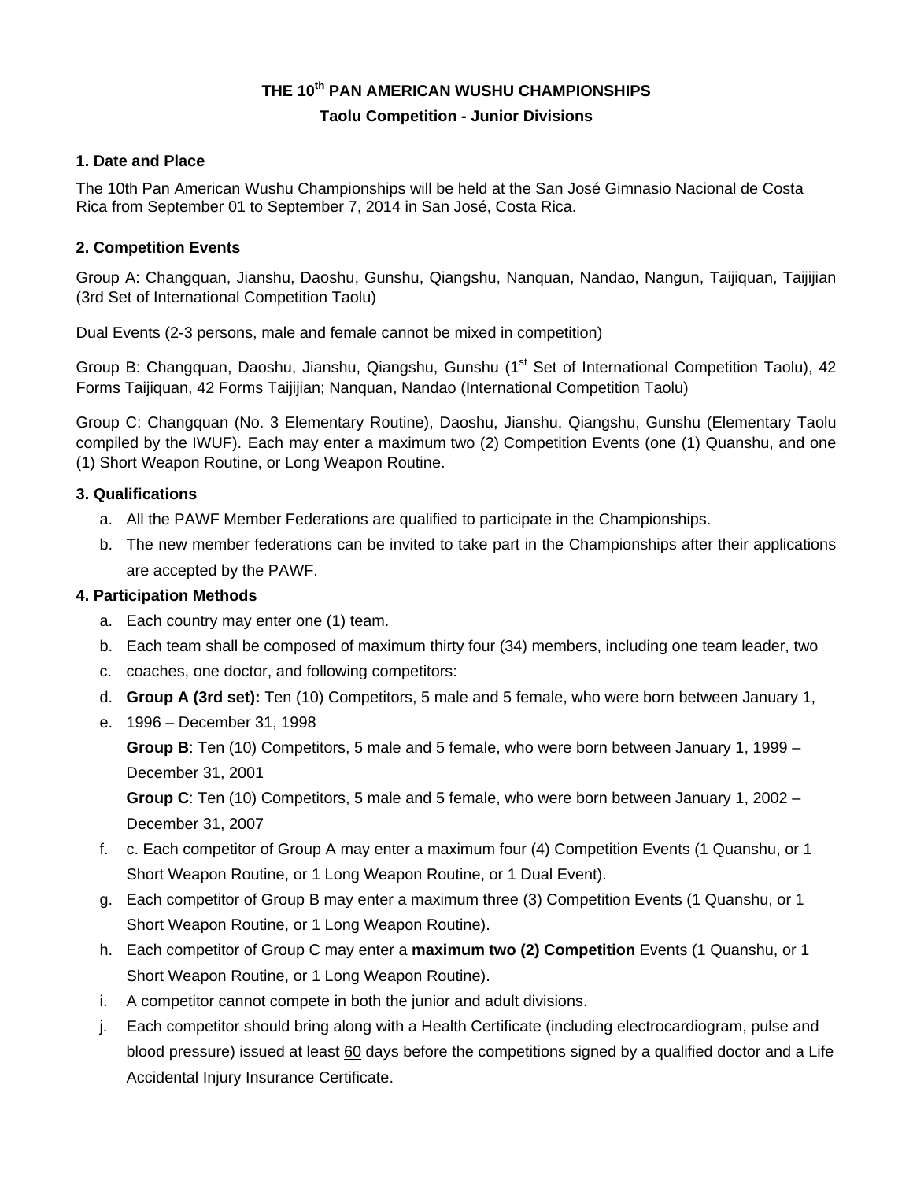# THE 10th PAN AMERICAN WUSHU CHAMPIONSHIPS

## Taolu Competition - Junior Divisions

### 1. Date and Place

The 10th Pan American Wushu Championships will be held at the San José Gimnasio Nacional de Costa Rica from September 01 to September 7, 2014 in San José, Costa Rica.

### 2. Competition Events

Group A: Changquan, Jianshu, Daoshu, Gunshu, Qiangshu, Nanquan, Nandao, Nangun, Taijiquan, Taijijian (3rd Set of International Competition Taolu)

Dual Events (2-3 persons, male and female cannot be mixed in competition)

Group B: Changquan, Daoshu, Jianshu, Qiangshu, Gunshu (1st Set of International Competition Taolu), 42 Forms Taijiquan, 42 Forms Taijijian; Nanquan, Nandao (International Competition Taolu)

Group C: Changquan (No. 3 Elementary Routine), Daoshu, Jianshu, Qiangshu, Gunshu (Elementary Taolu compiled by the IWUF). Each may enter a maximum two (2) Competition Events (one (1) Quanshu, and one (1) Short Weapon Routine, or Long Weapon Routine.

### 3. Qualifications

a. All the PAWF Member Federations are qualified to participate in the Championships.
b. The new member federations can be invited to take part in the Championships after their applications are accepted by the PAWF.

### 4. Participation Methods

a. Each country may enter one (1) team.
b. Each team shall be composed of maximum thirty four (34) members, including one team leader, two
c. coaches, one doctor, and following competitors:
d. **Group A (3rd set):** Ten (10) Competitors, 5 male and 5 female, who were born between January 1,
e. 1996 – December 31, 1998

   **Group B**: Ten (10) Competitors, 5 male and 5 female, who were born between January 1, 1999 – December 31, 2001

   **Group C**: Ten (10) Competitors, 5 male and 5 female, who were born between January 1, 2002 – December 31, 2007
f. c. Each competitor of Group A may enter a maximum four (4) Competition Events (1 Quanshu, or 1 Short Weapon Routine, or 1 Long Weapon Routine, or 1 Dual Event).
g. Each competitor of Group B may enter a maximum three (3) Competition Events (1 Quanshu, or 1 Short Weapon Routine, or 1 Long Weapon Routine).
h. Each competitor of Group C may enter a **maximum two (2) Competition** Events (1 Quanshu, or 1 Short Weapon Routine, or 1 Long Weapon Routine).
i. A competitor cannot compete in both the junior and adult divisions.
j. Each competitor should bring along with a Health Certificate (including electrocardiogram, pulse and blood pressure) issued at least 60 days before the competitions signed by a qualified doctor and a Life Accidental Injury Insurance Certificate.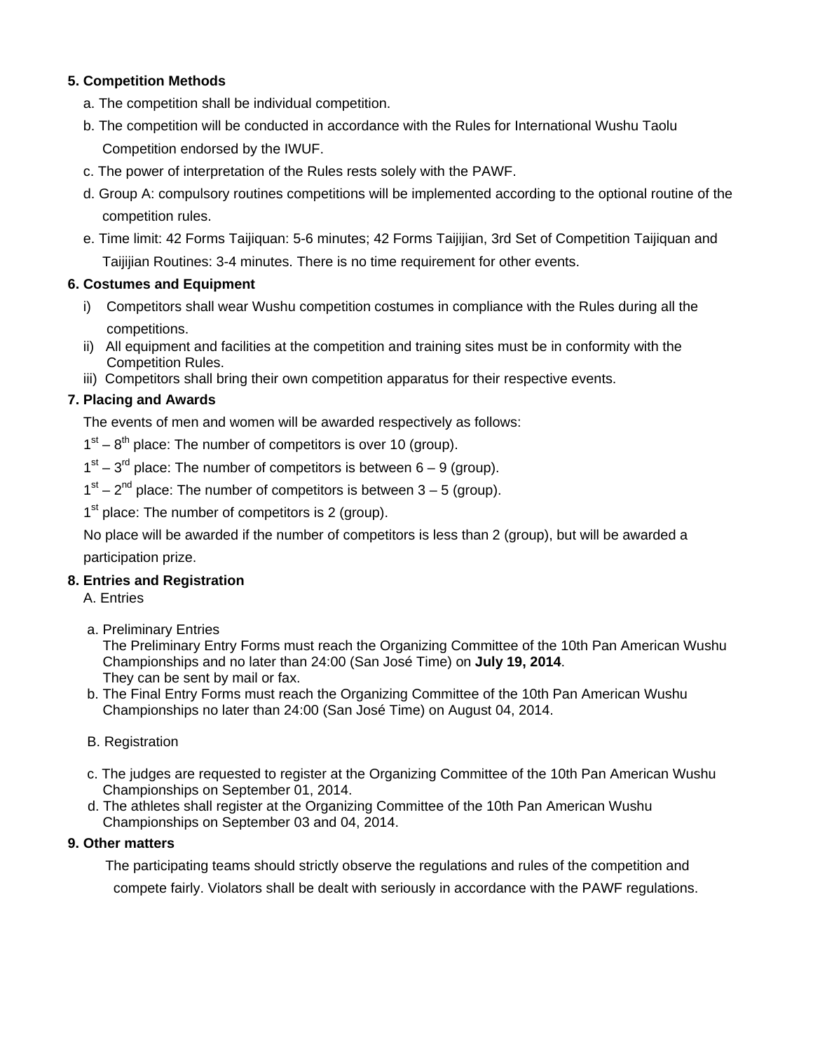**5. Competition Methods**

a. The competition shall be individual competition.

b. The competition will be conducted in accordance with the Rules for International Wushu Taolu Competition endorsed by the IWUF.

c. The power of interpretation of the Rules rests solely with the PAWF.

d. Group A: compulsory routines competitions will be implemented according to the optional routine of the competition rules.

e. Time limit: 42 Forms Taijiquan: 5-6 minutes; 42 Forms Taijijian, 3rd Set of Competition Taijiquan and Taijijian Routines: 3-4 minutes. There is no time requirement for other events.

**6. Costumes and Equipment**

i) Competitors shall wear Wushu competition costumes in compliance with the Rules during all the competitions.

ii) All equipment and facilities at the competition and training sites must be in conformity with the Competition Rules.

iii) Competitors shall bring their own competition apparatus for their respective events.

**7. Placing and Awards**

The events of men and women will be awarded respectively as follows:

1st – 8th place: The number of competitors is over 10 (group).

1st – 3rd place: The number of competitors is between 6 – 9 (group).

1st – 2nd place: The number of competitors is between 3 – 5 (group).

1st place: The number of competitors is 2 (group).

No place will be awarded if the number of competitors is less than 2 (group), but will be awarded a participation prize.

**8. Entries and Registration**

A. Entries

a. Preliminary Entries
The Preliminary Entry Forms must reach the Organizing Committee of the 10th Pan American Wushu Championships and no later than 24:00 (San José Time) on **July 19, 2014**.
They can be sent by mail or fax.

b. The Final Entry Forms must reach the Organizing Committee of the 10th Pan American Wushu Championships no later than 24:00 (San José Time) on August 04, 2014.

B. Registration

c. The judges are requested to register at the Organizing Committee of the 10th Pan American Wushu Championships on September 01, 2014.

d. The athletes shall register at the Organizing Committee of the 10th Pan American Wushu Championships on September 03 and 04, 2014.

**9. Other matters**

The participating teams should strictly observe the regulations and rules of the competition and compete fairly. Violators shall be dealt with seriously in accordance with the PAWF regulations.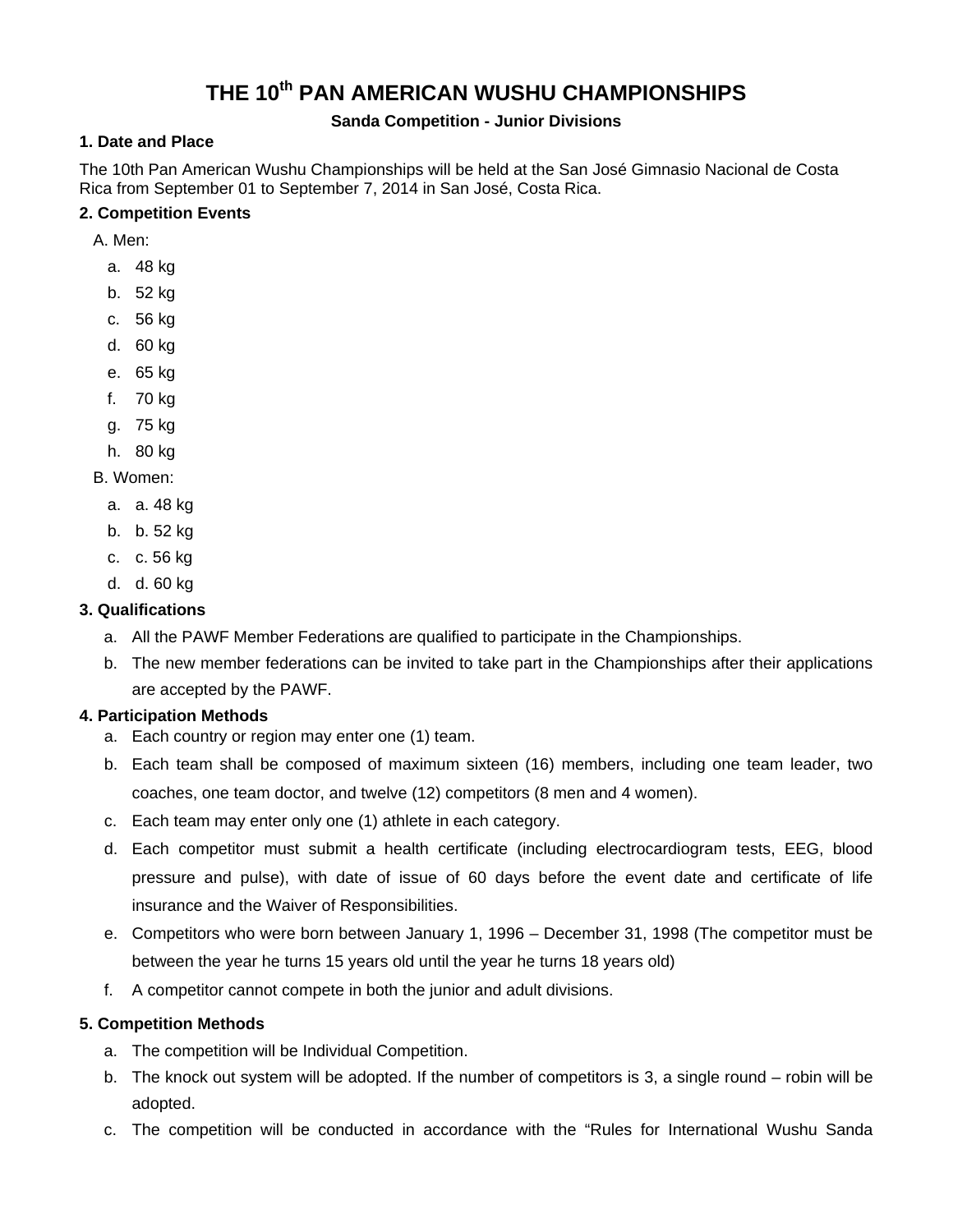# THE 10th PAN AMERICAN WUSHU CHAMPIONSHIPS

**Sanda Competition - Junior Divisions**

### 1. Date and Place

The 10th Pan American Wushu Championships will be held at the San José Gimnasio Nacional de Costa Rica from September 01 to September 7, 2014 in San José, Costa Rica.

### 2. Competition Events

A. Men:

a. 48 kg
b. 52 kg
c. 56 kg
d. 60 kg
e. 65 kg
f. 70 kg
g. 75 kg
h. 80 kg

B. Women:

a. a. 48 kg
b. b. 52 kg
c. c. 56 kg
d. d. 60 kg

### 3. Qualifications

a. All the PAWF Member Federations are qualified to participate in the Championships.
b. The new member federations can be invited to take part in the Championships after their applications are accepted by the PAWF.

### 4. Participation Methods

a. Each country or region may enter one (1) team.
b. Each team shall be composed of maximum sixteen (16) members, including one team leader, two coaches, one team doctor, and twelve (12) competitors (8 men and 4 women).
c. Each team may enter only one (1) athlete in each category.
d. Each competitor must submit a health certificate (including electrocardiogram tests, EEG, blood pressure and pulse), with date of issue of 60 days before the event date and certificate of life insurance and the Waiver of Responsibilities.
e. Competitors who were born between January 1, 1996 – December 31, 1998 (The competitor must be between the year he turns 15 years old until the year he turns 18 years old)
f. A competitor cannot compete in both the junior and adult divisions.

### 5. Competition Methods

a. The competition will be Individual Competition.
b. The knock out system will be adopted. If the number of competitors is 3, a single round – robin will be adopted.
c. The competition will be conducted in accordance with the “Rules for International Wushu Sanda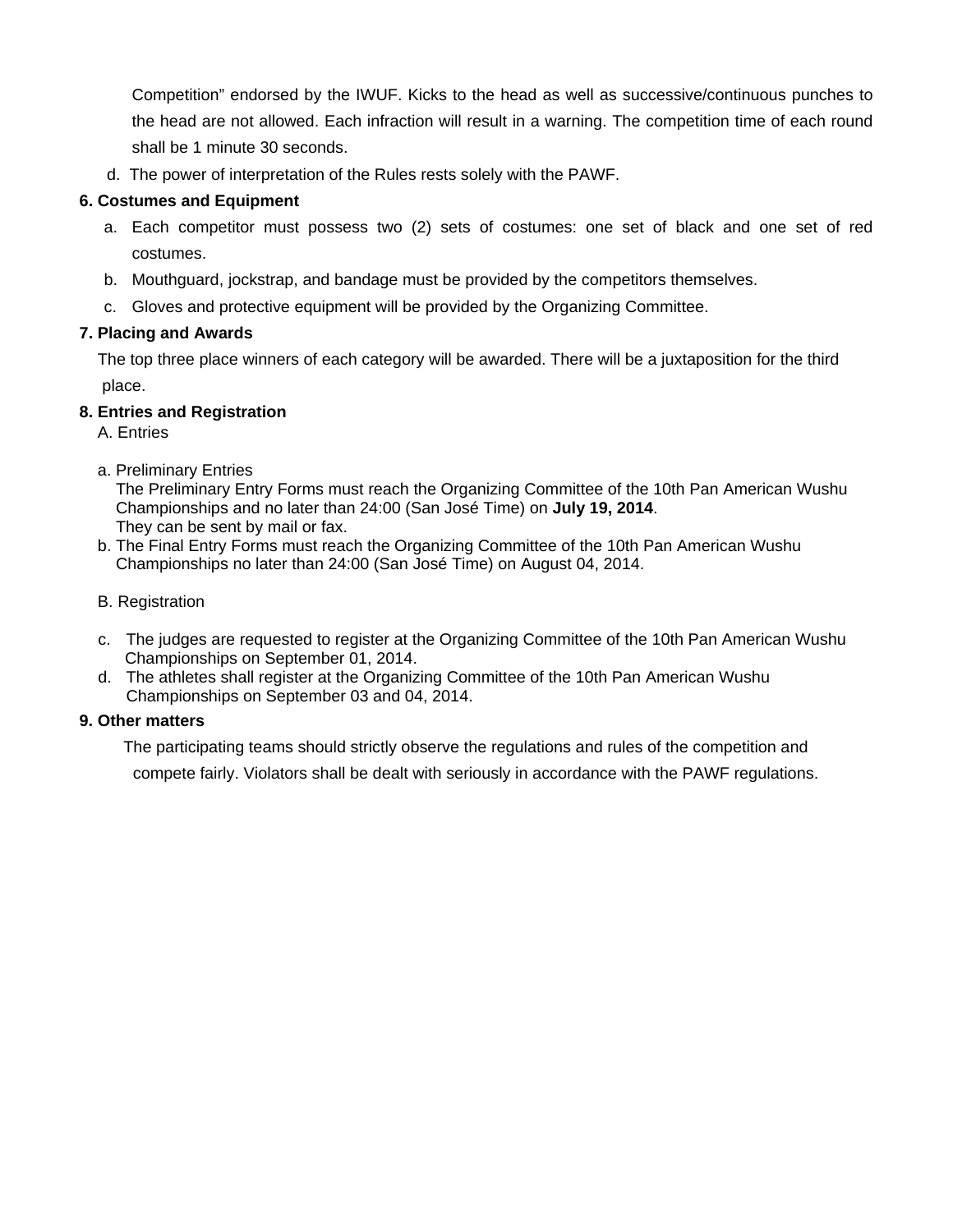Competition" endorsed by the IWUF. Kicks to the head as well as successive/continuous punches to the head are not allowed. Each infraction will result in a warning. The competition time of each round shall be 1 minute 30 seconds.

d. The power of interpretation of the Rules rests solely with the PAWF.

**6. Costumes and Equipment**

a. Each competitor must possess two (2) sets of costumes: one set of black and one set of red costumes.
b. Mouthguard, jockstrap, and bandage must be provided by the competitors themselves.
c. Gloves and protective equipment will be provided by the Organizing Committee.

**7. Placing and Awards**

The top three place winners of each category will be awarded. There will be a juxtaposition for the third place.

**8. Entries and Registration**

A. Entries

a. Preliminary Entries
The Preliminary Entry Forms must reach the Organizing Committee of the 10th Pan American Wushu Championships and no later than 24:00 (San José Time) on **July 19, 2014**.
They can be sent by mail or fax.
b. The Final Entry Forms must reach the Organizing Committee of the 10th Pan American Wushu Championships no later than 24:00 (San José Time) on August 04, 2014.

B. Registration

c. The judges are requested to register at the Organizing Committee of the 10th Pan American Wushu Championships on September 01, 2014.
d. The athletes shall register at the Organizing Committee of the 10th Pan American Wushu Championships on September 03 and 04, 2014.

**9. Other matters**

The participating teams should strictly observe the regulations and rules of the competition and compete fairly. Violators shall be dealt with seriously in accordance with the PAWF regulations.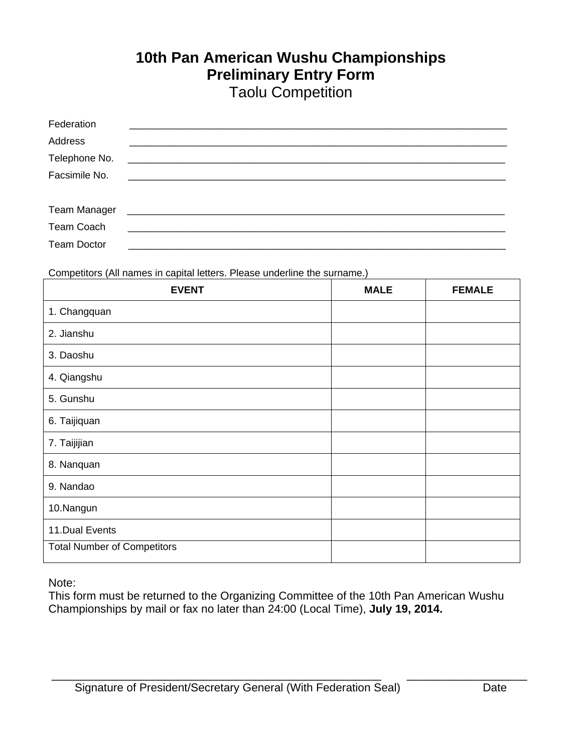# 10th Pan American Wushu Championships
## Preliminary Entry Form
### Taolu Competition

Federation ______________________________________________________________

Address ______________________________________________________________

Telephone No. ______________________________________________________________

Facsimile No. ______________________________________________________________

Team Manager ______________________________________________________________

Team Coach ______________________________________________________________

Team Doctor ______________________________________________________________

Competitors (All names in capital letters. Please underline the surname.)

| EVENT | MALE | FEMALE |
|---|---|---|
| 1. Changquan | | |
| 2. Jianshu | | |
| 3. Daoshu | | |
| 4. Qiangshu | | |
| 5. Gunshu | | |
| 6. Taijiquan | | |
| 7. Taijijian | | |
| 8. Nanquan | | |
| 9. Nandao | | |
| 10.Nangun | | |
| 11.Dual Events | | |
| Total Number of Competitors | | |

Note:
This form must be returned to the Organizing Committee of the 10th Pan American Wushu Championships by mail or fax no later than 24:00 (Local Time), **July 19, 2014.**

_______________________________________________ ____________________

Signature of President/Secretary General (With Federation Seal) Date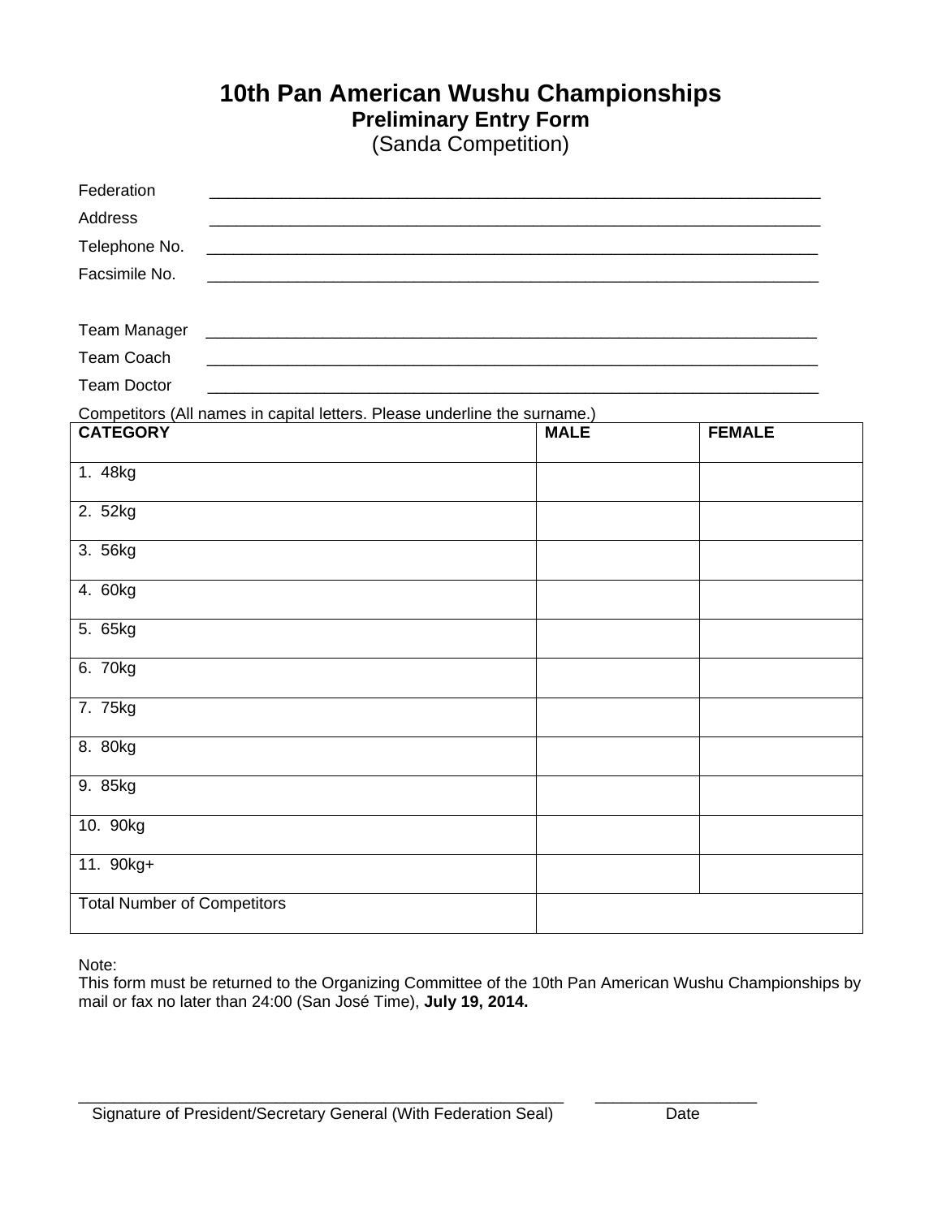# 10th Pan American Wushu Championships

## Preliminary Entry Form

(Sanda Competition)

Federation \_\_\_\_\_\_\_\_\_\_\_\_\_\_\_\_\_\_\_\_\_\_\_\_\_\_\_\_\_\_\_\_\_\_\_\_\_\_\_\_\_\_\_\_\_\_\_\_\_\_\_\_\_\_\_\_\_\_\_\_\_\_

Address \_\_\_\_\_\_\_\_\_\_\_\_\_\_\_\_\_\_\_\_\_\_\_\_\_\_\_\_\_\_\_\_\_\_\_\_\_\_\_\_\_\_\_\_\_\_\_\_\_\_\_\_\_\_\_\_\_\_\_\_\_\_

Telephone No. \_\_\_\_\_\_\_\_\_\_\_\_\_\_\_\_\_\_\_\_\_\_\_\_\_\_\_\_\_\_\_\_\_\_\_\_\_\_\_\_\_\_\_\_\_\_\_\_\_\_\_\_\_\_\_\_\_\_\_\_\_\_

Facsimile No. \_\_\_\_\_\_\_\_\_\_\_\_\_\_\_\_\_\_\_\_\_\_\_\_\_\_\_\_\_\_\_\_\_\_\_\_\_\_\_\_\_\_\_\_\_\_\_\_\_\_\_\_\_\_\_\_\_\_\_\_\_\_

Team Manager \_\_\_\_\_\_\_\_\_\_\_\_\_\_\_\_\_\_\_\_\_\_\_\_\_\_\_\_\_\_\_\_\_\_\_\_\_\_\_\_\_\_\_\_\_\_\_\_\_\_\_\_\_\_\_\_\_\_\_\_\_\_

Team Coach \_\_\_\_\_\_\_\_\_\_\_\_\_\_\_\_\_\_\_\_\_\_\_\_\_\_\_\_\_\_\_\_\_\_\_\_\_\_\_\_\_\_\_\_\_\_\_\_\_\_\_\_\_\_\_\_\_\_\_\_\_\_

Team Doctor \_\_\_\_\_\_\_\_\_\_\_\_\_\_\_\_\_\_\_\_\_\_\_\_\_\_\_\_\_\_\_\_\_\_\_\_\_\_\_\_\_\_\_\_\_\_\_\_\_\_\_\_\_\_\_\_\_\_\_\_\_\_

Competitors (All names in capital letters. Please underline the surname.)

| CATEGORY | MALE | FEMALE |
|---|---|---|
| 1. 48kg | | |
| 2. 52kg | | |
| 3. 56kg | | |
| 4. 60kg | | |
| 5. 65kg | | |
| 6. 70kg | | |
| 7. 75kg | | |
| 8. 80kg | | |
| 9. 85kg | | |
| 10. 90kg | | |
| 11. 90kg+ | | |
| Total Number of Competitors | | |

Note:
This form must be returned to the Organizing Committee of the 10th Pan American Wushu Championships by mail or fax no later than 24:00 (San José Time), **July 19, 2014.**

\_\_\_\_\_\_\_\_\_\_\_\_\_\_\_\_\_\_\_\_\_\_\_\_\_\_\_\_\_\_\_\_\_\_\_\_\_\_\_\_\_\_\_\_\_\_\_\_\_\_ \_\_\_\_\_\_\_\_\_\_\_\_\_\_\_\_\_\_

Signature of President/Secretary General (With Federation Seal) Date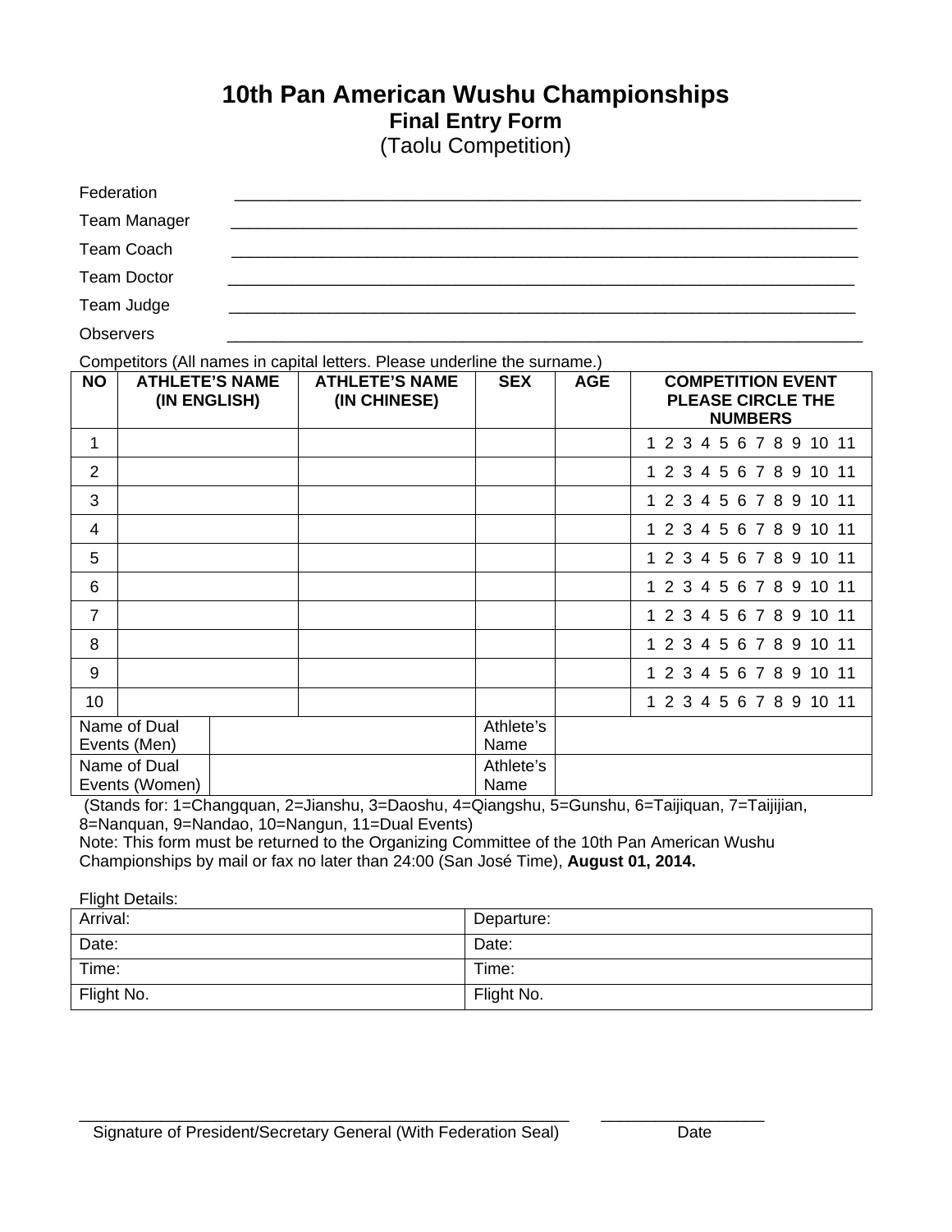# 10th Pan American Wushu Championships

## Final Entry Form

(Taolu Competition)

Federation \_\_\_\_\_\_\_\_\_\_\_\_\_\_\_\_\_\_\_\_\_\_\_\_\_\_\_\_\_\_\_\_\_\_\_\_\_\_\_\_\_\_\_\_\_\_\_\_\_\_\_\_\_\_\_\_\_\_\_\_\_\_\_\_\_\_\_\_\_\_

Team Manager \_\_\_\_\_\_\_\_\_\_\_\_\_\_\_\_\_\_\_\_\_\_\_\_\_\_\_\_\_\_\_\_\_\_\_\_\_\_\_\_\_\_\_\_\_\_\_\_\_\_\_\_\_\_\_\_\_\_\_\_\_\_\_\_\_\_\_\_\_\_

Team Coach \_\_\_\_\_\_\_\_\_\_\_\_\_\_\_\_\_\_\_\_\_\_\_\_\_\_\_\_\_\_\_\_\_\_\_\_\_\_\_\_\_\_\_\_\_\_\_\_\_\_\_\_\_\_\_\_\_\_\_\_\_\_\_\_\_\_\_\_\_\_

Team Doctor \_\_\_\_\_\_\_\_\_\_\_\_\_\_\_\_\_\_\_\_\_\_\_\_\_\_\_\_\_\_\_\_\_\_\_\_\_\_\_\_\_\_\_\_\_\_\_\_\_\_\_\_\_\_\_\_\_\_\_\_\_\_\_\_\_\_\_\_\_\_

Team Judge \_\_\_\_\_\_\_\_\_\_\_\_\_\_\_\_\_\_\_\_\_\_\_\_\_\_\_\_\_\_\_\_\_\_\_\_\_\_\_\_\_\_\_\_\_\_\_\_\_\_\_\_\_\_\_\_\_\_\_\_\_\_\_\_\_\_\_\_\_\_

Observers \_\_\_\_\_\_\_\_\_\_\_\_\_\_\_\_\_\_\_\_\_\_\_\_\_\_\_\_\_\_\_\_\_\_\_\_\_\_\_\_\_\_\_\_\_\_\_\_\_\_\_\_\_\_\_\_\_\_\_\_\_\_\_\_\_\_\_\_\_\_

Competitors (All names in capital letters. Please underline the surname.)

| NO | ATHLETE'S NAME (IN ENGLISH) | ATHLETE'S NAME (IN CHINESE) | SEX | AGE | COMPETITION EVENT PLEASE CIRCLE THE NUMBERS |
|---|---|---|---|---|---|
| 1 | | | | | 1 2 3 4 5 6 7 8 9 10 11 |
| 2 | | | | | 1 2 3 4 5 6 7 8 9 10 11 |
| 3 | | | | | 1 2 3 4 5 6 7 8 9 10 11 |
| 4 | | | | | 1 2 3 4 5 6 7 8 9 10 11 |
| 5 | | | | | 1 2 3 4 5 6 7 8 9 10 11 |
| 6 | | | | | 1 2 3 4 5 6 7 8 9 10 11 |
| 7 | | | | | 1 2 3 4 5 6 7 8 9 10 11 |
| 8 | | | | | 1 2 3 4 5 6 7 8 9 10 11 |
| 9 | | | | | 1 2 3 4 5 6 7 8 9 10 11 |
| 10 | | | | | 1 2 3 4 5 6 7 8 9 10 11 |
| Name of Dual Events (Men) | | | Athlete's Name | | |
| Name of Dual Events (Women) | | | Athlete's Name | | |

(Stands for: 1=Changquan, 2=Jianshu, 3=Daoshu, 4=Qiangshu, 5=Gunshu, 6=Taijiquan, 7=Taijijian, 8=Nanquan, 9=Nandao, 10=Nangun, 11=Dual Events)

Note: This form must be returned to the Organizing Committee of the 10th Pan American Wushu Championships by mail or fax no later than 24:00 (San José Time), **August 01, 2014.**

Flight Details:

| Arrival: | Departure: |
|---|---|
| Date: | Date: |
| Time: | Time: |
| Flight No. | Flight No. |

\_\_\_\_\_\_\_\_\_\_\_\_\_\_\_\_\_\_\_\_\_\_\_\_\_\_\_\_\_\_\_\_\_\_\_\_\_\_\_\_\_\_\_\_\_\_\_\_\_\_\_\_\_\_\_\_ \_\_\_\_\_\_\_\_\_\_\_\_\_\_\_\_\_\_\_\_

Signature of President/Secretary General (With Federation Seal) Date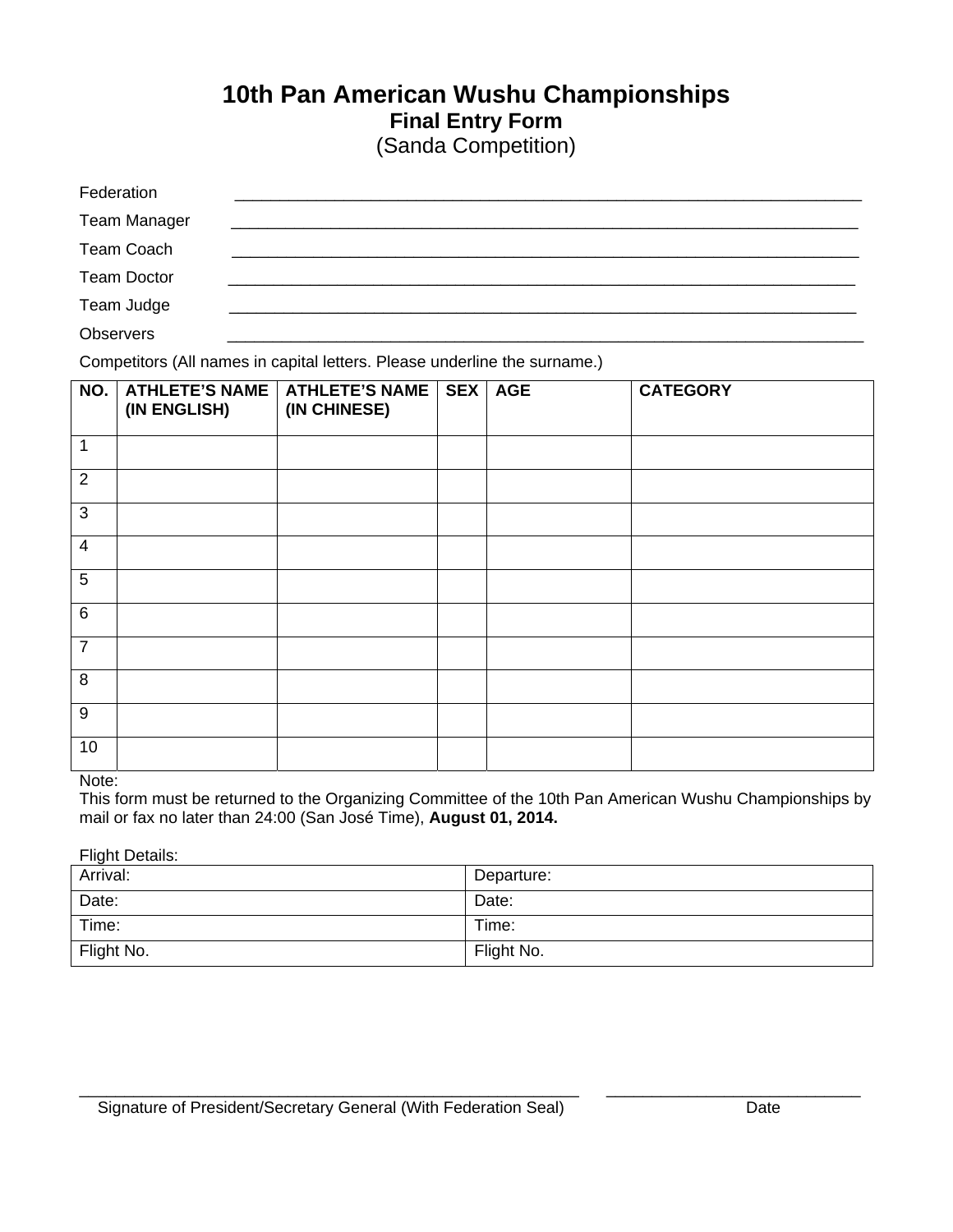# 10th Pan American Wushu Championships

## Final Entry Form

(Sanda Competition)

Federation ______________________________________________

Team Manager ______________________________________________

Team Coach ______________________________________________

Team Doctor ______________________________________________

Team Judge ______________________________________________

Observers ______________________________________________

Competitors (All names in capital letters. Please underline the surname.)

| NO. | ATHLETE'S NAME (IN ENGLISH) | ATHLETE'S NAME (IN CHINESE) | SEX | AGE | CATEGORY |
|---|---|---|---|---|---|
| 1 | | | | | |
| 2 | | | | | |
| 3 | | | | | |
| 4 | | | | | |
| 5 | | | | | |
| 6 | | | | | |
| 7 | | | | | |
| 8 | | | | | |
| 9 | | | | | |
| 10 | | | | | |

Note:
This form must be returned to the Organizing Committee of the 10th Pan American Wushu Championships by mail or fax no later than 24:00 (San José Time), **August 01, 2014.**

Flight Details:

| Arrival: | Departure: |
|---|---|
| Date: | Date: |
| Time: | Time: |
| Flight No. | Flight No. |

______________________________________________ ____________________________

Signature of President/Secretary General (With Federation Seal) Date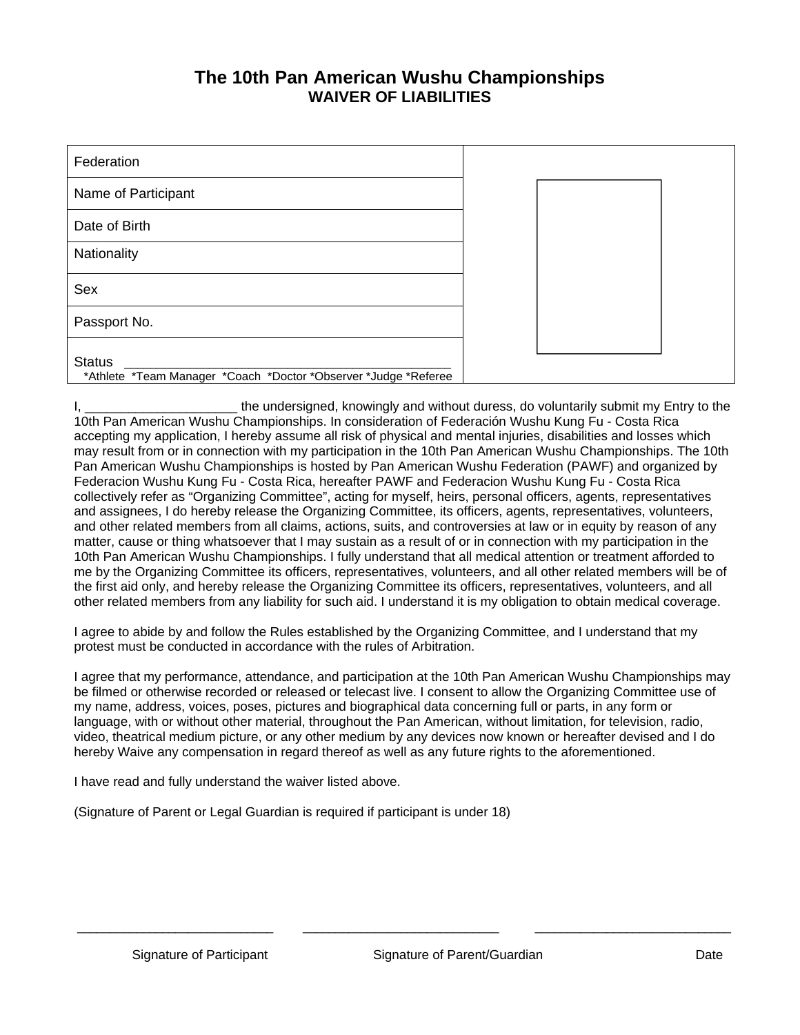# The 10th Pan American Wushu Championships

## WAIVER OF LIABILITIES

| Federation | |
|---|---|
| Name of Participant | |
| Date of Birth | |
| Nationality | |
| Sex | |
| Passport No. | |
| Status _______________________________________________ *Athlete *Team Manager *Coach *Doctor *Observer *Judge *Referee | |

I, _____________________ the undersigned, knowingly and without duress, do voluntarily submit my Entry to the 10th Pan American Wushu Championships. In consideration of Federación Wushu Kung Fu - Costa Rica accepting my application, I hereby assume all risk of physical and mental injuries, disabilities and losses which may result from or in connection with my participation in the 10th Pan American Wushu Championships. The 10th Pan American Wushu Championships is hosted by Pan American Wushu Federation (PAWF) and organized by Federacion Wushu Kung Fu - Costa Rica, hereafter PAWF and Federacion Wushu Kung Fu - Costa Rica collectively refer as "Organizing Committee", acting for myself, heirs, personal officers, agents, representatives and assignees, I do hereby release the Organizing Committee, its officers, agents, representatives, volunteers, and other related members from all claims, actions, suits, and controversies at law or in equity by reason of any matter, cause or thing whatsoever that I may sustain as a result of or in connection with my participation in the 10th Pan American Wushu Championships. I fully understand that all medical attention or treatment afforded to me by the Organizing Committee its officers, representatives, volunteers, and all other related members will be of the first aid only, and hereby release the Organizing Committee its officers, representatives, volunteers, and all other related members from any liability for such aid. I understand it is my obligation to obtain medical coverage.

I agree to abide by and follow the Rules established by the Organizing Committee, and I understand that my protest must be conducted in accordance with the rules of Arbitration.

I agree that my performance, attendance, and participation at the 10th Pan American Wushu Championships may be filmed or otherwise recorded or released or telecast live. I consent to allow the Organizing Committee use of my name, address, voices, poses, pictures and biographical data concerning full or parts, in any form or language, with or without other material, throughout the Pan American, without limitation, for television, radio, video, theatrical medium picture, or any other medium by any devices now known or hereafter devised and I do hereby Waive any compensation in regard thereof as well as any future rights to the aforementioned.

I have read and fully understand the waiver listed above.

(Signature of Parent or Legal Guardian is required if participant is under 18)

| ____________________________ | ____________________________ | ____________________________ |
|---|---|---|
| Signature of Participant | Signature of Parent/Guardian | Date |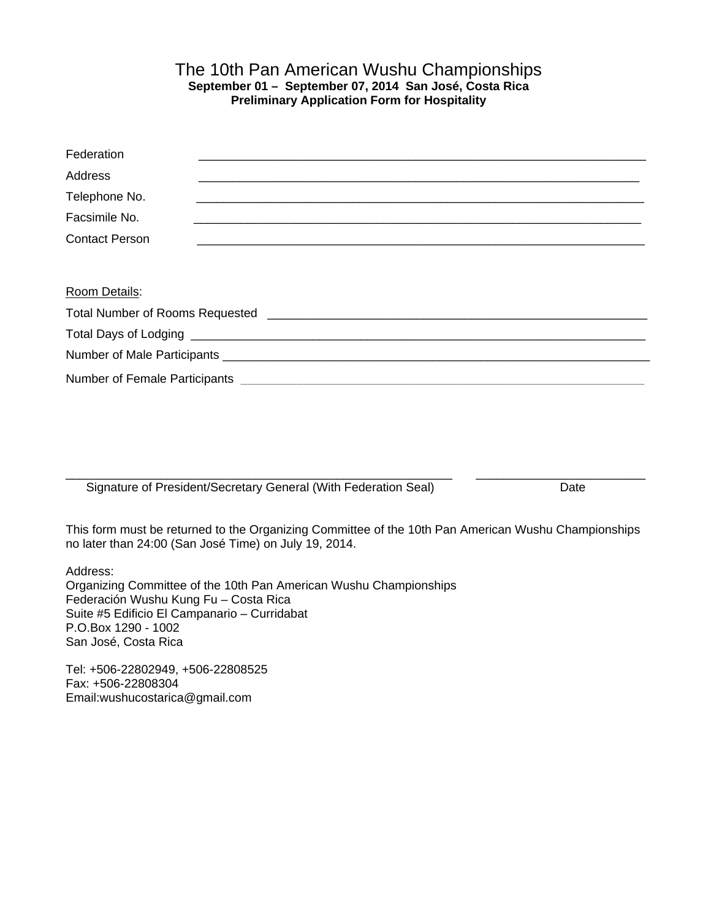# The 10th Pan American Wushu Championships

**September 01 – September 07, 2014 San José, Costa Rica**

**Preliminary Application Form for Hospitality**

Federation ______________________________________________________________

Address ______________________________________________________________

Telephone No. ______________________________________________________________

Facsimile No. ______________________________________________________________

Contact Person ______________________________________________________________

Room Details:

Total Number of Rooms Requested ______________________________________________________

Total Days of Lodging ______________________________________________________________

Number of Male Participants ___________________________________________________________

Number of Female Participants _________________________________________________________

______________________________________________________ ________________________

Signature of President/Secretary General (With Federation Seal) Date

This form must be returned to the Organizing Committee of the 10th Pan American Wushu Championships no later than 24:00 (San José Time) on July 19, 2014.

Address:
Organizing Committee of the 10th Pan American Wushu Championships
Federación Wushu Kung Fu – Costa Rica
Suite #5 Edificio El Campanario – Curridabat
P.O.Box 1290 - 1002
San José, Costa Rica

Tel: +506-22802949, +506-22808525
Fax: +506-22808304
Email:wushucostarica@gmail.com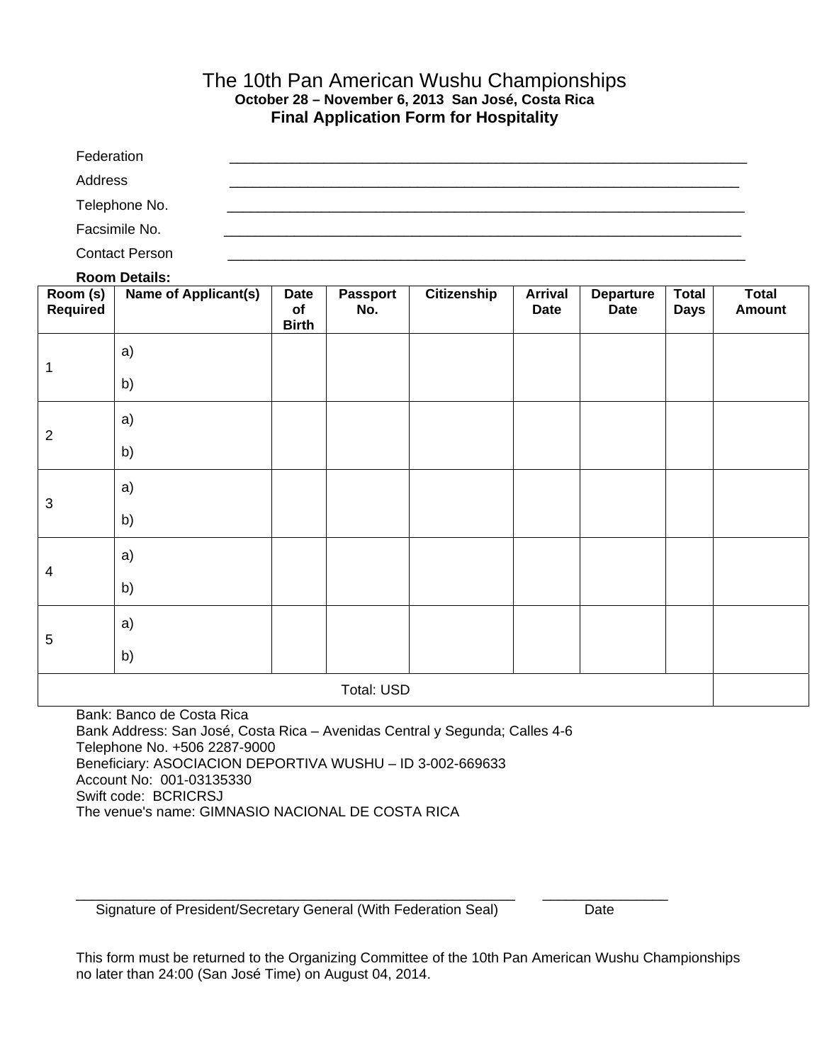# The 10th Pan American Wushu Championships

**October 28 – November 6, 2013 San José, Costa Rica**

**Final Application Form for Hospitality**

Federation \_\_\_\_\_\_\_\_\_\_\_\_\_\_\_\_\_\_\_\_\_\_\_\_\_\_\_\_\_\_\_\_\_\_\_\_\_\_\_\_\_\_\_\_\_\_\_\_\_\_\_\_\_\_\_\_\_\_\_\_\_\_\_\_

Address \_\_\_\_\_\_\_\_\_\_\_\_\_\_\_\_\_\_\_\_\_\_\_\_\_\_\_\_\_\_\_\_\_\_\_\_\_\_\_\_\_\_\_\_\_\_\_\_\_\_\_\_\_\_\_\_\_\_\_\_\_\_\_\_

Telephone No. \_\_\_\_\_\_\_\_\_\_\_\_\_\_\_\_\_\_\_\_\_\_\_\_\_\_\_\_\_\_\_\_\_\_\_\_\_\_\_\_\_\_\_\_\_\_\_\_\_\_\_\_\_\_\_\_\_\_\_\_\_\_\_\_

Facsimile No. \_\_\_\_\_\_\_\_\_\_\_\_\_\_\_\_\_\_\_\_\_\_\_\_\_\_\_\_\_\_\_\_\_\_\_\_\_\_\_\_\_\_\_\_\_\_\_\_\_\_\_\_\_\_\_\_\_\_\_\_\_\_\_\_

Contact Person \_\_\_\_\_\_\_\_\_\_\_\_\_\_\_\_\_\_\_\_\_\_\_\_\_\_\_\_\_\_\_\_\_\_\_\_\_\_\_\_\_\_\_\_\_\_\_\_\_\_\_\_\_\_\_\_\_\_\_\_\_\_\_\_

**Room Details:**

| Room (s) Required | Name of Applicant(s) | Date of Birth | Passport No. | Citizenship | Arrival Date | Departure Date | Total Days | Total Amount |
|---|---|---|---|---|---|---|---|---|
| 1 | a)<br>b) | | | | | | | |
| 2 | a)<br>b) | | | | | | | |
| 3 | a)<br>b) | | | | | | | |
| 4 | a)<br>b) | | | | | | | |
| 5 | a)<br>b) | | | | | | | |
| Total: USD | | | | | | | | |

Bank: Banco de Costa Rica
Bank Address: San José, Costa Rica – Avenidas Central y Segunda; Calles 4-6
Telephone No. +506 2287-9000
Beneficiary: ASOCIACION DEPORTIVA WUSHU – ID 3-002-669633
Account No: 001-03135330
Swift code: BCRICRSJ
The venue's name: GIMNASIO NACIONAL DE COSTA RICA

\_\_\_\_\_\_\_\_\_\_\_\_\_\_\_\_\_\_\_\_\_\_\_\_\_\_\_\_\_\_\_\_\_\_\_\_\_\_\_\_\_\_\_\_\_\_\_\_\_\_\_\_\_\_ \_\_\_\_\_\_\_\_\_\_\_\_\_\_\_\_
Signature of President/Secretary General (With Federation Seal) Date

This form must be returned to the Organizing Committee of the 10th Pan American Wushu Championships no later than 24:00 (San José Time) on August 04, 2014.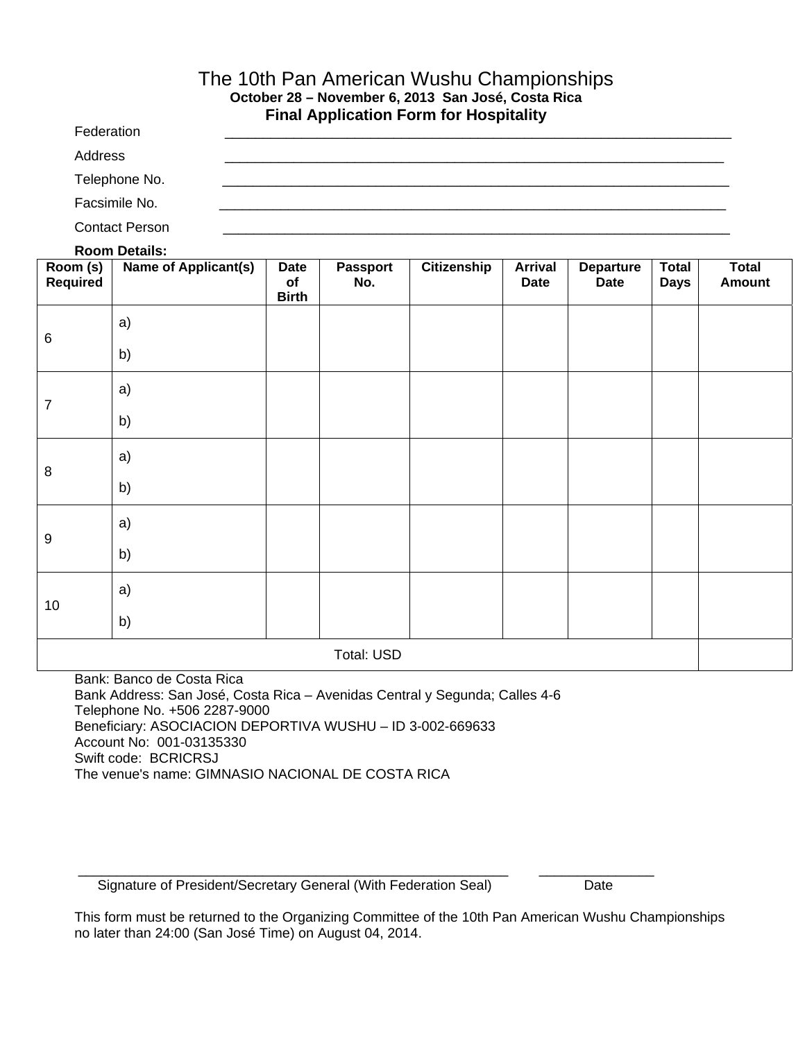# The 10th Pan American Wushu Championships

**October 28 – November 6, 2013 San José, Costa Rica**

**Final Application Form for Hospitality**

Federation ______________________________________________

Address ______________________________________________

Telephone No. ______________________________________________

Facsimile No. ______________________________________________

Contact Person ______________________________________________

**Room Details:**

| Room (s) Required | Name of Applicant(s) | Date of Birth | Passport No. | Citizenship | Arrival Date | Departure Date | Total Days | Total Amount |
|---|---|---|---|---|---|---|---|---|
| 6 | a)<br>b) | | | | | | | |
| 7 | a)<br>b) | | | | | | | |
| 8 | a)<br>b) | | | | | | | |
| 9 | a)<br>b) | | | | | | | |
| 10 | a)<br>b) | | | | | | | |
| Total: USD | | | | | | | | |

Bank: Banco de Costa Rica
Bank Address: San José, Costa Rica – Avenidas Central y Segunda; Calles 4-6
Telephone No. +506 2287-9000
Beneficiary: ASOCIACION DEPORTIVA WUSHU – ID 3-002-669633
Account No: 001-03135330
Swift code: BCRICRSJ
The venue's name: GIMNASIO NACIONAL DE COSTA RICA

______________________________________________ ________________
Signature of President/Secretary General (With Federation Seal) Date

This form must be returned to the Organizing Committee of the 10th Pan American Wushu Championships no later than 24:00 (San José Time) on August 04, 2014.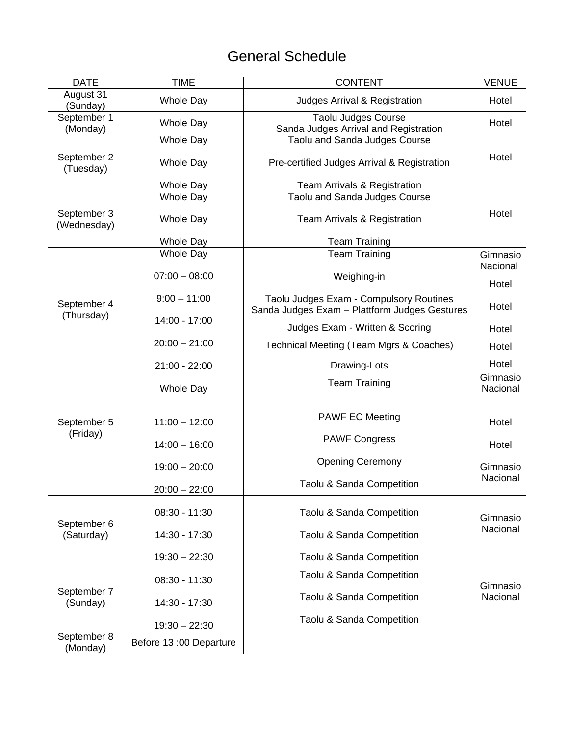# General Schedule

| DATE | TIME | CONTENT | VENUE |
|---|---|---|---|
| August 31 (Sunday) | Whole Day | Judges Arrival & Registration | Hotel |
| September 1 (Monday) | Whole Day | Taolu Judges Course<br>Sanda Judges Arrival and Registration | Hotel |
| September 2 (Tuesday) | Whole Day<br><br>Whole Day<br><br>Whole Day | Taolu and Sanda Judges Course<br><br>Pre-certified Judges Arrival & Registration<br><br>Team Arrivals & Registration | Hotel |
| September 3 (Wednesday) | Whole Day<br><br>Whole Day<br><br>Whole Day | Taolu and Sanda Judges Course<br><br>Team Arrivals & Registration<br><br>Team Training | Hotel |
| September 4 (Thursday) | Whole Day<br><br>07:00 – 08:00<br><br>9:00 – 11:00<br><br>14:00 - 17:00<br><br>20:00 – 21:00<br><br>21:00 - 22:00 | Team Training<br><br>Weighing-in<br><br>Taolu Judges Exam - Compulsory Routines<br>Sanda Judges Exam – Plattform Judges Gestures<br><br>Judges Exam - Written & Scoring<br><br>Technical Meeting (Team Mgrs & Coaches)<br><br>Drawing-Lots | Gimnasio Nacional<br><br>Hotel<br><br>Hotel<br><br>Hotel<br><br>Hotel<br><br>Hotel |
| September 5 (Friday) | Whole Day<br><br>11:00 – 12:00<br><br>14:00 – 16:00<br><br>19:00 – 20:00<br><br>20:00 – 22:00 | Team Training<br><br>PAWF EC Meeting<br><br>PAWF Congress<br><br>Opening Ceremony<br><br>Taolu & Sanda Competition | Gimnasio Nacional<br><br>Hotel<br><br>Hotel<br><br>Gimnasio Nacional |
| September 6 (Saturday) | 08:30 - 11:30<br><br>14:30 - 17:30<br><br>19:30 – 22:30 | Taolu & Sanda Competition<br><br>Taolu & Sanda Competition<br><br>Taolu & Sanda Competition | Gimnasio Nacional |
| September 7 (Sunday) | 08:30 - 11:30<br><br>14:30 - 17:30<br><br>19:30 – 22:30 | Taolu & Sanda Competition<br><br>Taolu & Sanda Competition<br><br>Taolu & Sanda Competition | Gimnasio Nacional |
| September 8 (Monday) | Before 13 :00 Departure | | |